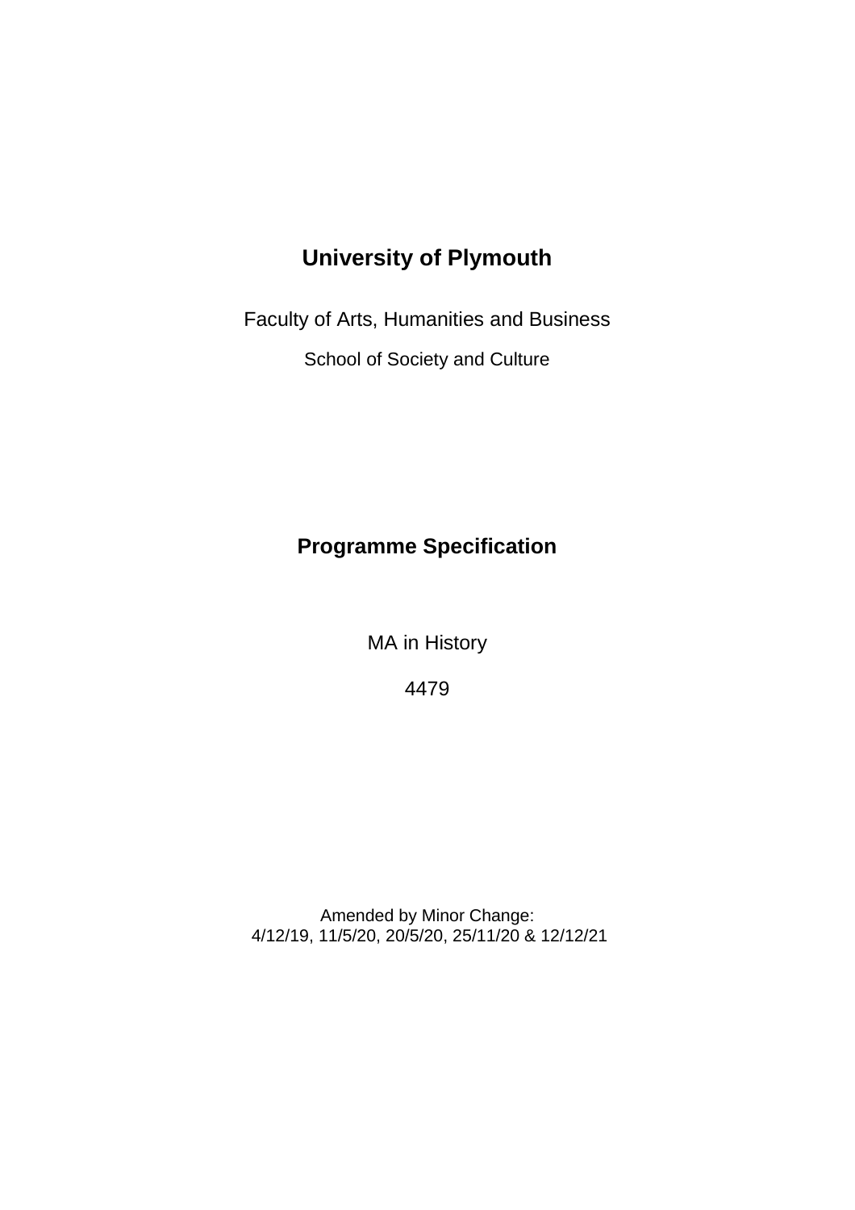# University of Plymouth

Faculty of Arts, Humanities and Business

School of Society and Culture

## Programme Specification

MA in History

4479

Amended by Minor Change:
4/12/19, 11/5/20, 20/5/20, 25/11/20 & 12/12/21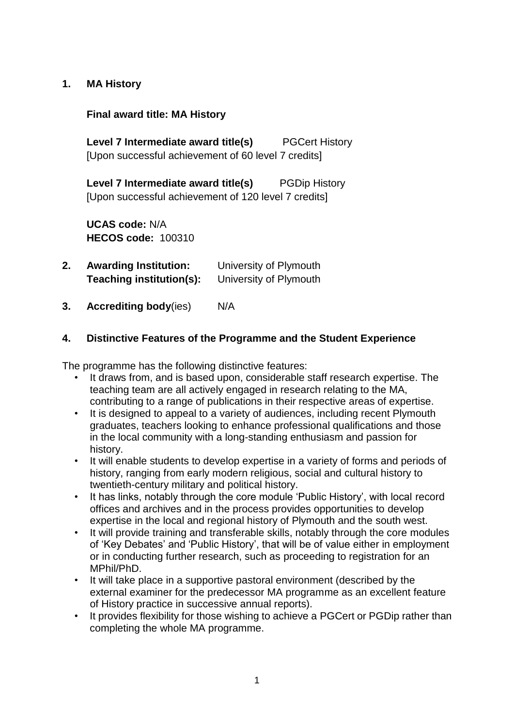## 1. MA History

**Final award title: MA History**

**Level 7 Intermediate award title(s)** PGCert History
[Upon successful achievement of 60 level 7 credits]

**Level 7 Intermediate award title(s)** PGDip History
[Upon successful achievement of 120 level 7 credits]

**UCAS code:** N/A
**HECOS code:** 100310

## 2. Awarding Institution: University of Plymouth

**Teaching institution(s):** University of Plymouth

## 3. Accrediting body(ies) N/A

## 4. Distinctive Features of the Programme and the Student Experience

The programme has the following distinctive features:

- It draws from, and is based upon, considerable staff research expertise. The teaching team are all actively engaged in research relating to the MA, contributing to a range of publications in their respective areas of expertise.
- It is designed to appeal to a variety of audiences, including recent Plymouth graduates, teachers looking to enhance professional qualifications and those in the local community with a long-standing enthusiasm and passion for history.
- It will enable students to develop expertise in a variety of forms and periods of history, ranging from early modern religious, social and cultural history to twentieth-century military and political history.
- It has links, notably through the core module 'Public History', with local record offices and archives and in the process provides opportunities to develop expertise in the local and regional history of Plymouth and the south west.
- It will provide training and transferable skills, notably through the core modules of 'Key Debates' and 'Public History', that will be of value either in employment or in conducting further research, such as proceeding to registration for an MPhil/PhD.
- It will take place in a supportive pastoral environment (described by the external examiner for the predecessor MA programme as an excellent feature of History practice in successive annual reports).
- It provides flexibility for those wishing to achieve a PGCert or PGDip rather than completing the whole MA programme.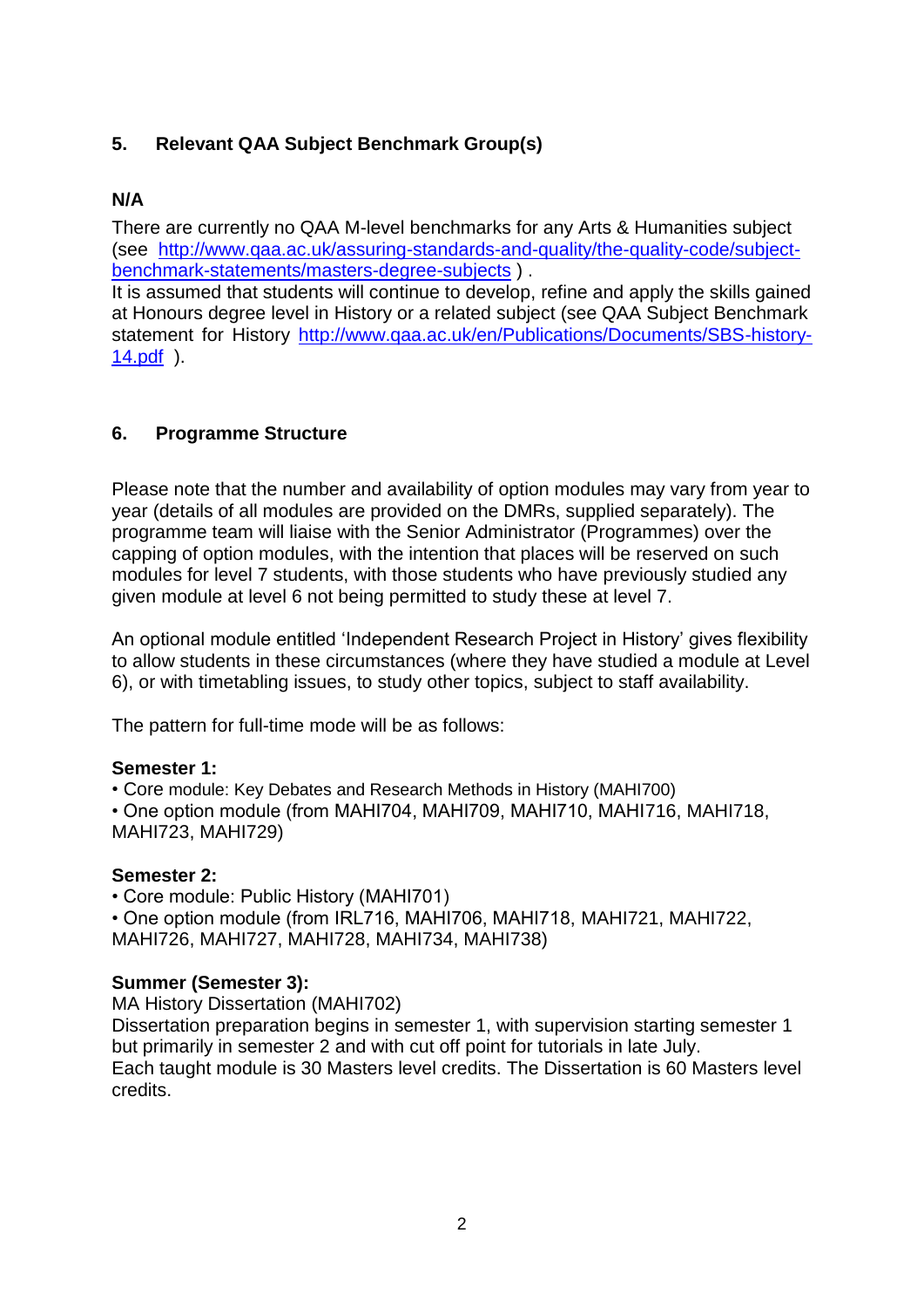## 5. Relevant QAA Subject Benchmark Group(s)

**N/A**

There are currently no QAA M-level benchmarks for any Arts & Humanities subject (see http://www.qaa.ac.uk/assuring-standards-and-quality/the-quality-code/subject-benchmark-statements/masters-degree-subjects ).
It is assumed that students will continue to develop, refine and apply the skills gained at Honours degree level in History or a related subject (see QAA Subject Benchmark statement for History http://www.qaa.ac.uk/en/Publications/Documents/SBS-history-14.pdf ).

## 6. Programme Structure

Please note that the number and availability of option modules may vary from year to year (details of all modules are provided on the DMRs, supplied separately). The programme team will liaise with the Senior Administrator (Programmes) over the capping of option modules, with the intention that places will be reserved on such modules for level 7 students, with those students who have previously studied any given module at level 6 not being permitted to study these at level 7.

An optional module entitled 'Independent Research Project in History' gives flexibility to allow students in these circumstances (where they have studied a module at Level 6), or with timetabling issues, to study other topics, subject to staff availability.

The pattern for full-time mode will be as follows:

**Semester 1:**

- Core module: Key Debates and Research Methods in History (MAHI700)
- One option module (from MAHI704, MAHI709, MAHI710, MAHI716, MAHI718, MAHI723, MAHI729)

**Semester 2:**

- Core module: Public History (MAHI701)
- One option module (from IRL716, MAHI706, MAHI718, MAHI721, MAHI722, MAHI726, MAHI727, MAHI728, MAHI734, MAHI738)

**Summer (Semester 3):**

MA History Dissertation (MAHI702)
Dissertation preparation begins in semester 1, with supervision starting semester 1 but primarily in semester 2 and with cut off point for tutorials in late July.
Each taught module is 30 Masters level credits. The Dissertation is 60 Masters level credits.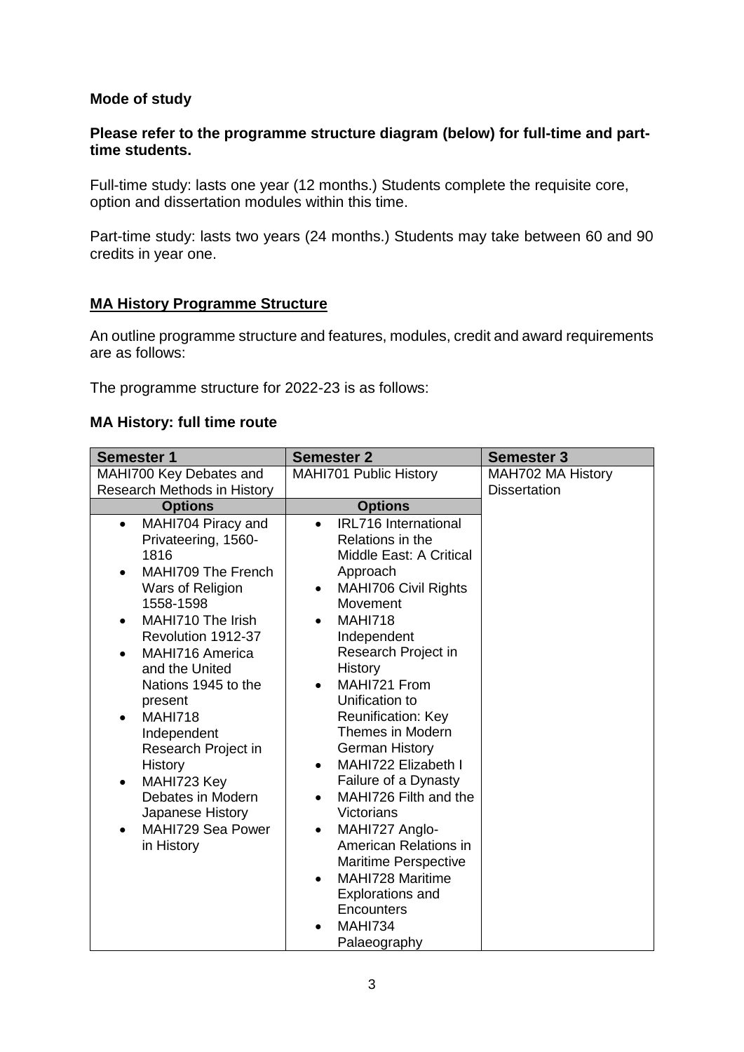**Mode of study**

**Please refer to the programme structure diagram (below) for full-time and part-time students.**

Full-time study: lasts one year (12 months.) Students complete the requisite core, option and dissertation modules within this time.

Part-time study: lasts two years (24 months.) Students may take between 60 and 90 credits in year one.

**MA History Programme Structure**

An outline programme structure and features, modules, credit and award requirements are as follows:

The programme structure for 2022-23 is as follows:

**MA History: full time route**

| Semester 1 | Semester 2 | Semester 3 |
|---|---|---|
| MAHI700 Key Debates and Research Methods in History | MAHI701 Public History | MAH702 MA History Dissertation |
| **Options** | **Options** | |
| • MAHI704 Piracy and Privateering, 1560-1816<br>• MAHI709 The French Wars of Religion 1558-1598<br>• MAHI710 The Irish Revolution 1912-37<br>• MAHI716 America and the United Nations 1945 to the present<br>• MAHI718 Independent Research Project in History<br>• MAHI723 Key Debates in Modern Japanese History<br>• MAHI729 Sea Power in History | • IRL716 International Relations in the Middle East: A Critical Approach<br>• MAHI706 Civil Rights Movement<br>• MAHI718 Independent Research Project in History<br>• MAHI721 From Unification to Reunification: Key Themes in Modern German History<br>• MAHI722 Elizabeth I Failure of a Dynasty<br>• MAHI726 Filth and the Victorians<br>• MAHI727 Anglo-American Relations in Maritime Perspective<br>• MAHI728 Maritime Explorations and Encounters<br>• MAHI734 Palaeography | |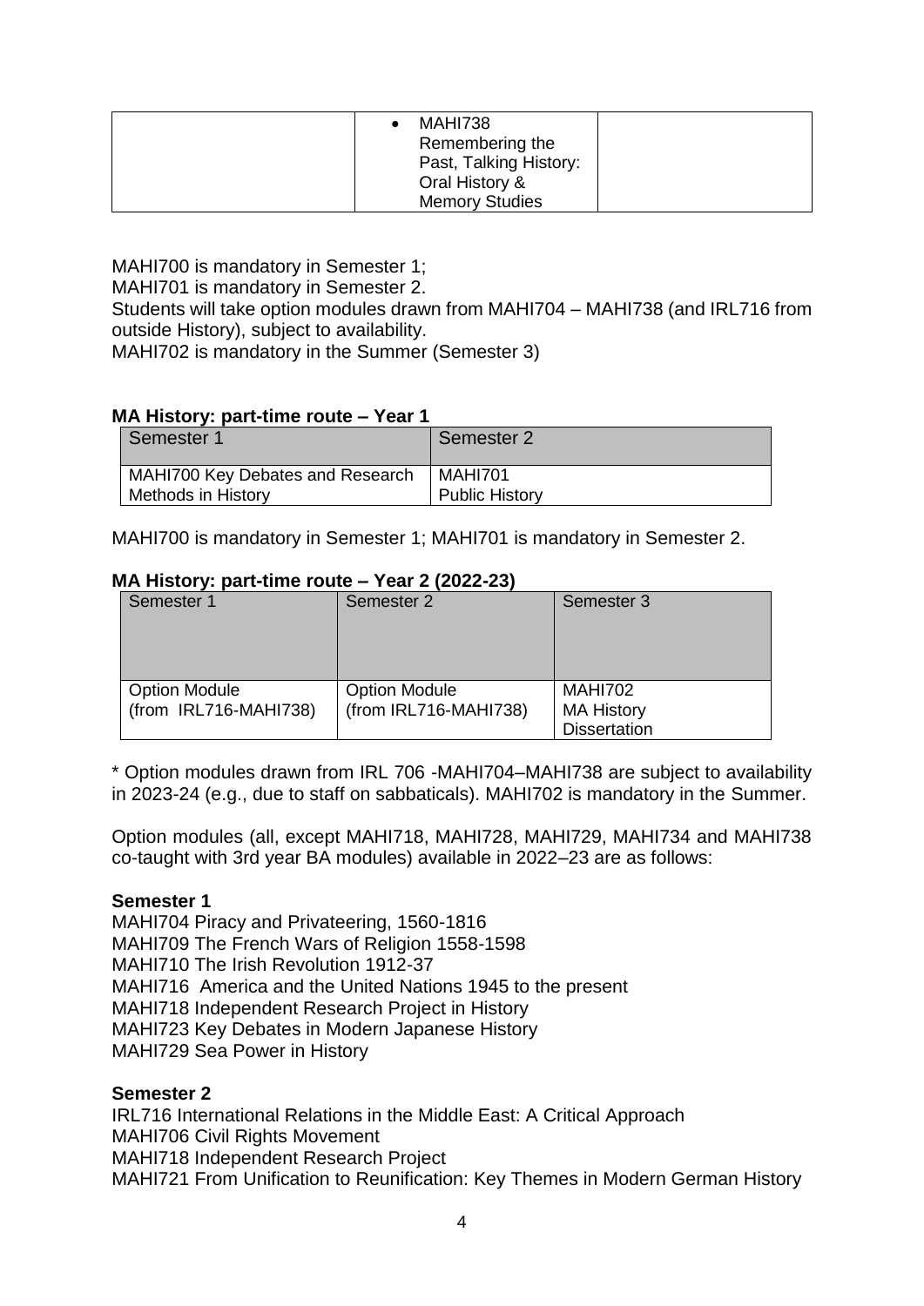| | • MAHI738 Remembering the Past, Talking History: Oral History & Memory Studies | |
|---|---|---|

MAHI700 is mandatory in Semester 1;
MAHI701 is mandatory in Semester 2.
Students will take option modules drawn from MAHI704 – MAHI738 (and IRL716 from outside History), subject to availability.
MAHI702 is mandatory in the Summer (Semester 3)

**MA History: part-time route – Year 1**

| Semester 1 | Semester 2 |
|---|---|
| MAHI700 Key Debates and Research Methods in History | MAHI701 Public History |

MAHI700 is mandatory in Semester 1; MAHI701 is mandatory in Semester 2.

**MA History: part-time route – Year 2 (2022-23)**

| Semester 1 | Semester 2 | Semester 3 |
|---|---|---|
| Option Module (from IRL716-MAHI738) | Option Module (from IRL716-MAHI738) | MAHI702 MA History Dissertation |

* Option modules drawn from IRL 706 -MAHI704–MAHI738 are subject to availability in 2023-24 (e.g., due to staff on sabbaticals). MAHI702 is mandatory in the Summer.

Option modules (all, except MAHI718, MAHI728, MAHI729, MAHI734 and MAHI738 co-taught with 3rd year BA modules) available in 2022–23 are as follows:

**Semester 1**
MAHI704 Piracy and Privateering, 1560-1816
MAHI709 The French Wars of Religion 1558-1598
MAHI710 The Irish Revolution 1912-37
MAHI716 America and the United Nations 1945 to the present
MAHI718 Independent Research Project in History
MAHI723 Key Debates in Modern Japanese History
MAHI729 Sea Power in History

**Semester 2**
IRL716 International Relations in the Middle East: A Critical Approach
MAHI706 Civil Rights Movement
MAHI718 Independent Research Project
MAHI721 From Unification to Reunification: Key Themes in Modern German History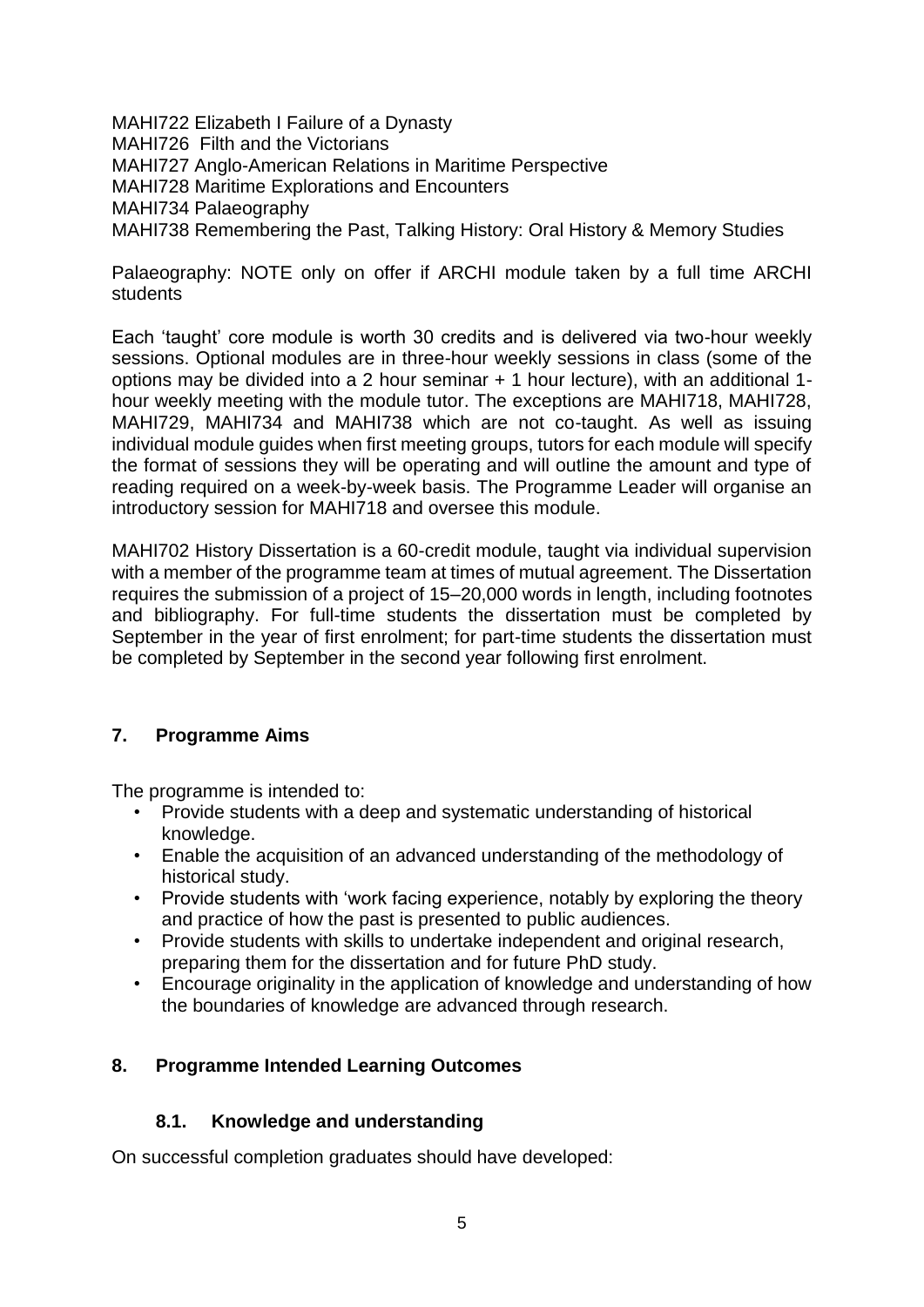MAHI722 Elizabeth I Failure of a Dynasty
MAHI726 Filth and the Victorians
MAHI727 Anglo-American Relations in Maritime Perspective
MAHI728 Maritime Explorations and Encounters
MAHI734 Palaeography
MAHI738 Remembering the Past, Talking History: Oral History & Memory Studies

Palaeography: NOTE only on offer if ARCHI module taken by a full time ARCHI students

Each 'taught' core module is worth 30 credits and is delivered via two-hour weekly sessions. Optional modules are in three-hour weekly sessions in class (some of the options may be divided into a 2 hour seminar + 1 hour lecture), with an additional 1-hour weekly meeting with the module tutor. The exceptions are MAHI718, MAHI728, MAHI729, MAHI734 and MAHI738 which are not co-taught. As well as issuing individual module guides when first meeting groups, tutors for each module will specify the format of sessions they will be operating and will outline the amount and type of reading required on a week-by-week basis. The Programme Leader will organise an introductory session for MAHI718 and oversee this module.

MAHI702 History Dissertation is a 60-credit module, taught via individual supervision with a member of the programme team at times of mutual agreement. The Dissertation requires the submission of a project of 15–20,000 words in length, including footnotes and bibliography. For full-time students the dissertation must be completed by September in the year of first enrolment; for part-time students the dissertation must be completed by September in the second year following first enrolment.

## 7. Programme Aims

The programme is intended to:

- Provide students with a deep and systematic understanding of historical knowledge.
- Enable the acquisition of an advanced understanding of the methodology of historical study.
- Provide students with 'work facing experience, notably by exploring the theory and practice of how the past is presented to public audiences.
- Provide students with skills to undertake independent and original research, preparing them for the dissertation and for future PhD study.
- Encourage originality in the application of knowledge and understanding of how the boundaries of knowledge are advanced through research.

## 8. Programme Intended Learning Outcomes

### 8.1. Knowledge and understanding

On successful completion graduates should have developed: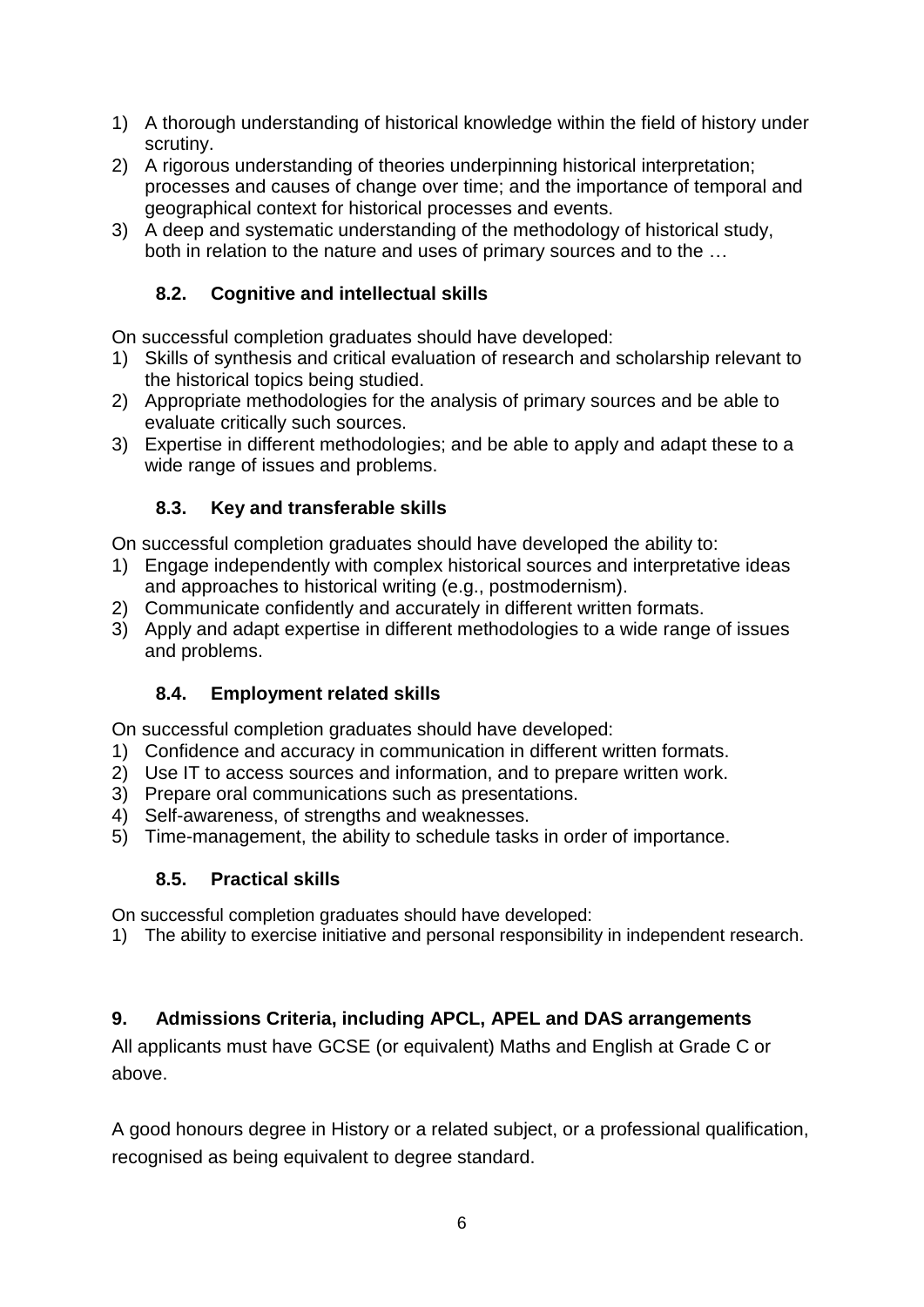1) A thorough understanding of historical knowledge within the field of history under scrutiny.
2) A rigorous understanding of theories underpinning historical interpretation; processes and causes of change over time; and the importance of temporal and geographical context for historical processes and events.
3) A deep and systematic understanding of the methodology of historical study, both in relation to the nature and uses of primary sources and to the …

### 8.2. Cognitive and intellectual skills

On successful completion graduates should have developed:

1) Skills of synthesis and critical evaluation of research and scholarship relevant to the historical topics being studied.
2) Appropriate methodologies for the analysis of primary sources and be able to evaluate critically such sources.
3) Expertise in different methodologies; and be able to apply and adapt these to a wide range of issues and problems.

### 8.3. Key and transferable skills

On successful completion graduates should have developed the ability to:

1) Engage independently with complex historical sources and interpretative ideas and approaches to historical writing (e.g., postmodernism).
2) Communicate confidently and accurately in different written formats.
3) Apply and adapt expertise in different methodologies to a wide range of issues and problems.

### 8.4. Employment related skills

On successful completion graduates should have developed:

1) Confidence and accuracy in communication in different written formats.
2) Use IT to access sources and information, and to prepare written work.
3) Prepare oral communications such as presentations.
4) Self-awareness, of strengths and weaknesses.
5) Time-management, the ability to schedule tasks in order of importance.

### 8.5. Practical skills

On successful completion graduates should have developed:

1) The ability to exercise initiative and personal responsibility in independent research.

## 9. Admissions Criteria, including APCL, APEL and DAS arrangements

All applicants must have GCSE (or equivalent) Maths and English at Grade C or above.

A good honours degree in History or a related subject, or a professional qualification, recognised as being equivalent to degree standard.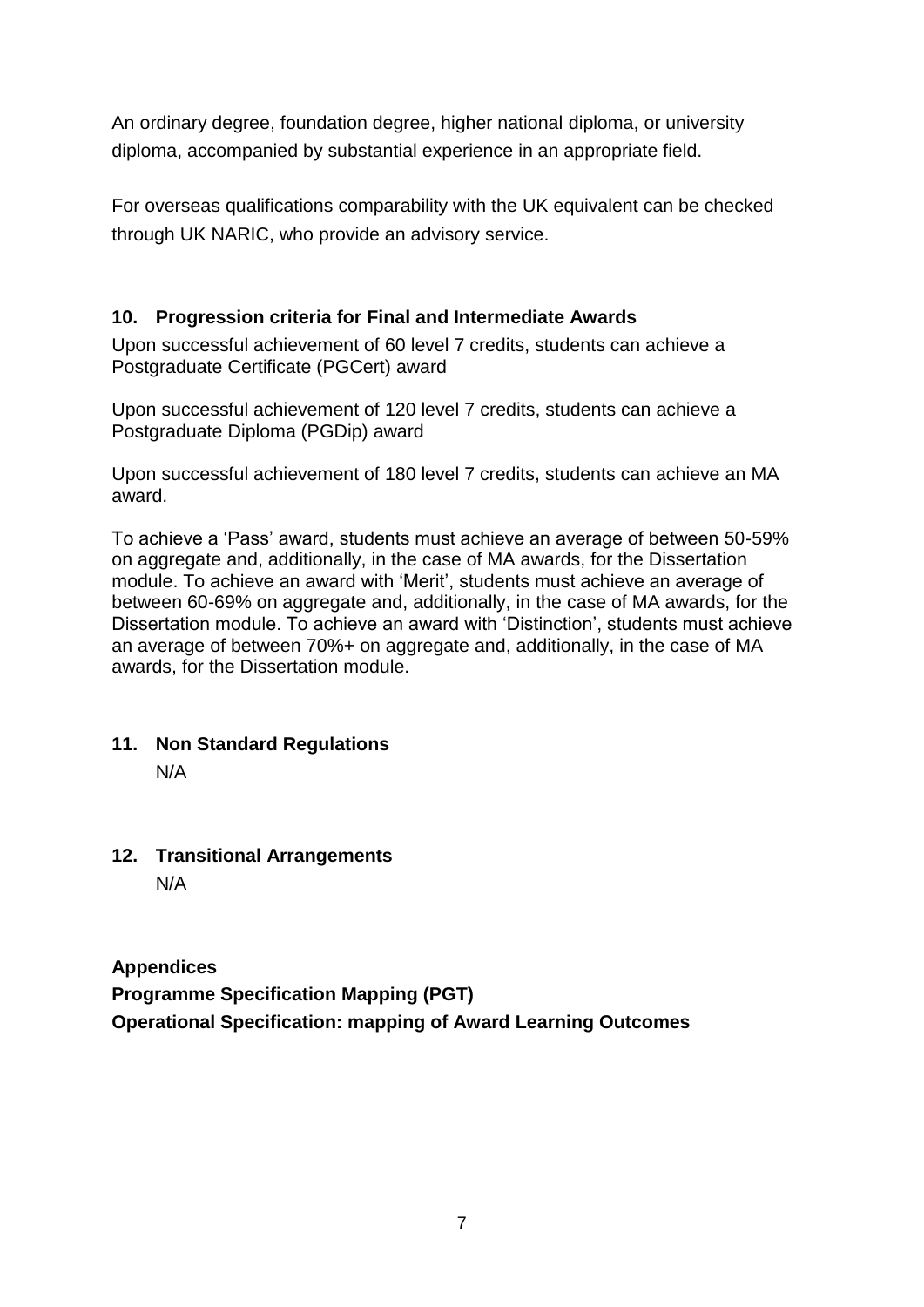An ordinary degree, foundation degree, higher national diploma, or university diploma, accompanied by substantial experience in an appropriate field.

For overseas qualifications comparability with the UK equivalent can be checked through UK NARIC, who provide an advisory service.

## 10. Progression criteria for Final and Intermediate Awards

Upon successful achievement of 60 level 7 credits, students can achieve a Postgraduate Certificate (PGCert) award

Upon successful achievement of 120 level 7 credits, students can achieve a Postgraduate Diploma (PGDip) award

Upon successful achievement of 180 level 7 credits, students can achieve an MA award.

To achieve a 'Pass' award, students must achieve an average of between 50-59% on aggregate and, additionally, in the case of MA awards, for the Dissertation module. To achieve an award with 'Merit', students must achieve an average of between 60-69% on aggregate and, additionally, in the case of MA awards, for the Dissertation module. To achieve an award with 'Distinction', students must achieve an average of between 70%+ on aggregate and, additionally, in the case of MA awards, for the Dissertation module.

## 11. Non Standard Regulations

N/A

## 12. Transitional Arrangements

N/A

**Appendices**

**Programme Specification Mapping (PGT)**

**Operational Specification: mapping of Award Learning Outcomes**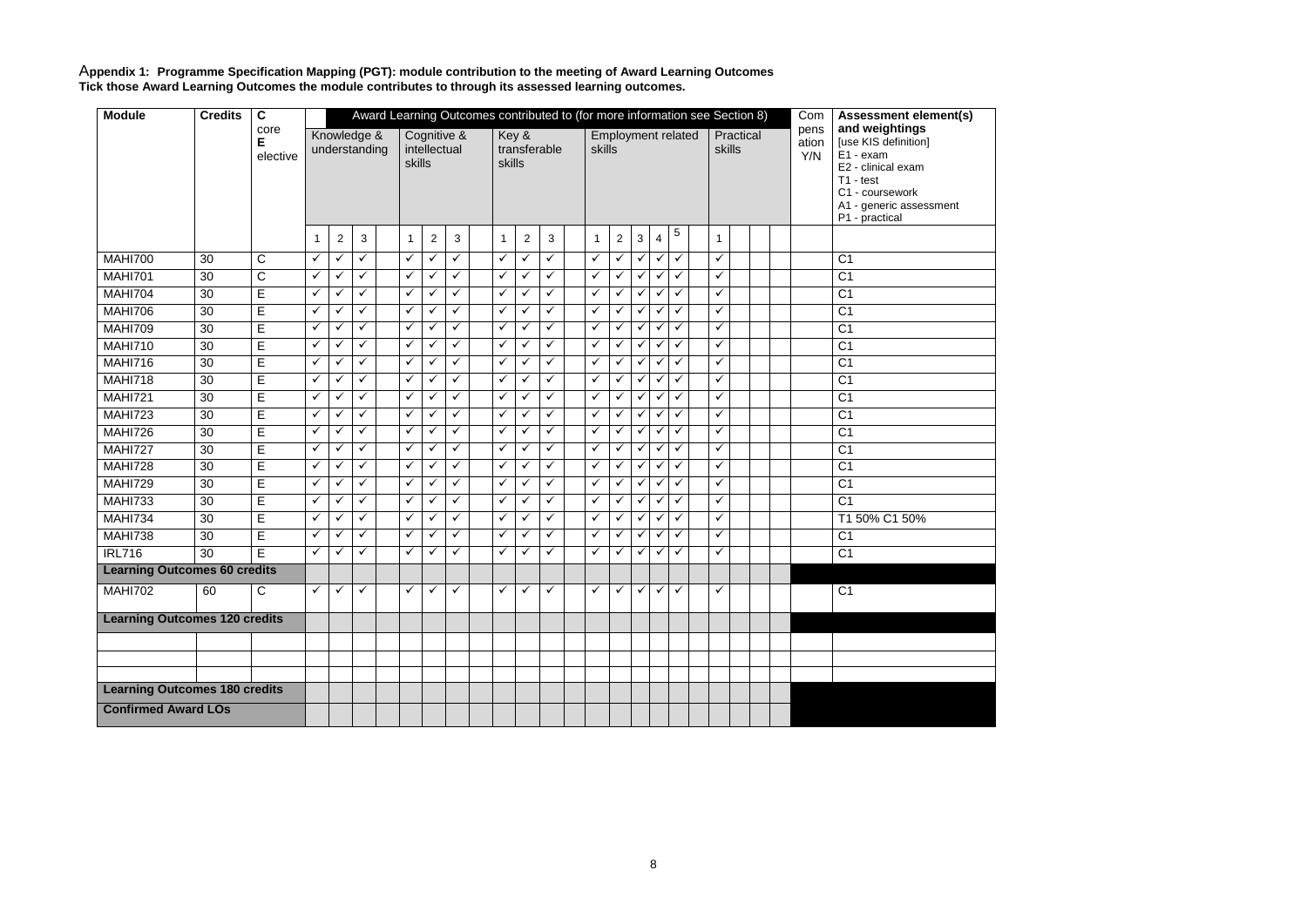Appendix 1: **Programme Specification Mapping (PGT): module contribution to the meeting of Award Learning Outcomes**
**Tick those Award Learning Outcomes the module contributes to through its assessed learning outcomes.**

| Module | Credits | C core E elective | Award Learning Outcomes contributed to (for more information see Section 8) | | | | | | | | | | | | | | | | | | | | | | Compensation Y/N | Assessment element(s) and weightings [use KIS definition] E1 - exam E2 - clinical exam T1 - test C1 - coursework A1 - generic assessment P1 - practical |
|---|---|---|---|---|---|---|---|---|---|---|---|---|---|---|---|---|---|---|---|---|---|---|---|---|---|---|
| | | | Knowledge & understanding | | | | Cognitive & intellectual skills | | | | Key & transferable skills | | | | Employment related skills | | | | | | Practical skills | | | | | |
| | | | 1 | 2 | 3 | | 1 | 2 | 3 | | 1 | 2 | 3 | | 1 | 2 | 3 | 4 | 5 | | 1 | | | | | |
| MAHI700 | 30 | C | ✓ | ✓ | ✓ | | ✓ | ✓ | ✓ | | ✓ | ✓ | ✓ | | ✓ | ✓ | ✓ | ✓ | ✓ | | ✓ | | | | | C1 |
| MAHI701 | 30 | C | ✓ | ✓ | ✓ | | ✓ | ✓ | ✓ | | ✓ | ✓ | ✓ | | ✓ | ✓ | ✓ | ✓ | ✓ | | ✓ | | | | | C1 |
| MAHI704 | 30 | E | ✓ | ✓ | ✓ | | ✓ | ✓ | ✓ | | ✓ | ✓ | ✓ | | ✓ | ✓ | ✓ | ✓ | ✓ | | ✓ | | | | | C1 |
| MAHI706 | 30 | E | ✓ | ✓ | ✓ | | ✓ | ✓ | ✓ | | ✓ | ✓ | ✓ | | ✓ | ✓ | ✓ | ✓ | ✓ | | ✓ | | | | | C1 |
| MAHI709 | 30 | E | ✓ | ✓ | ✓ | | ✓ | ✓ | ✓ | | ✓ | ✓ | ✓ | | ✓ | ✓ | ✓ | ✓ | ✓ | | ✓ | | | | | C1 |
| MAHI710 | 30 | E | ✓ | ✓ | ✓ | | ✓ | ✓ | ✓ | | ✓ | ✓ | ✓ | | ✓ | ✓ | ✓ | ✓ | ✓ | | ✓ | | | | | C1 |
| MAHI716 | 30 | E | ✓ | ✓ | ✓ | | ✓ | ✓ | ✓ | | ✓ | ✓ | ✓ | | ✓ | ✓ | ✓ | ✓ | ✓ | | ✓ | | | | | C1 |
| MAHI718 | 30 | E | ✓ | ✓ | ✓ | | ✓ | ✓ | ✓ | | ✓ | ✓ | ✓ | | ✓ | ✓ | ✓ | ✓ | ✓ | | ✓ | | | | | C1 |
| MAHI721 | 30 | E | ✓ | ✓ | ✓ | | ✓ | ✓ | ✓ | | ✓ | ✓ | ✓ | | ✓ | ✓ | ✓ | ✓ | ✓ | | ✓ | | | | | C1 |
| MAHI723 | 30 | E | ✓ | ✓ | ✓ | | ✓ | ✓ | ✓ | | ✓ | ✓ | ✓ | | ✓ | ✓ | ✓ | ✓ | ✓ | | ✓ | | | | | C1 |
| MAHI726 | 30 | E | ✓ | ✓ | ✓ | | ✓ | ✓ | ✓ | | ✓ | ✓ | ✓ | | ✓ | ✓ | ✓ | ✓ | ✓ | | ✓ | | | | | C1 |
| MAHI727 | 30 | E | ✓ | ✓ | ✓ | | ✓ | ✓ | ✓ | | ✓ | ✓ | ✓ | | ✓ | ✓ | ✓ | ✓ | ✓ | | ✓ | | | | | C1 |
| MAHI728 | 30 | E | ✓ | ✓ | ✓ | | ✓ | ✓ | ✓ | | ✓ | ✓ | ✓ | | ✓ | ✓ | ✓ | ✓ | ✓ | | ✓ | | | | | C1 |
| MAHI729 | 30 | E | ✓ | ✓ | ✓ | | ✓ | ✓ | ✓ | | ✓ | ✓ | ✓ | | ✓ | ✓ | ✓ | ✓ | ✓ | | ✓ | | | | | C1 |
| MAHI733 | 30 | E | ✓ | ✓ | ✓ | | ✓ | ✓ | ✓ | | ✓ | ✓ | ✓ | | ✓ | ✓ | ✓ | ✓ | ✓ | | ✓ | | | | | C1 |
| MAHI734 | 30 | E | ✓ | ✓ | ✓ | | ✓ | ✓ | ✓ | | ✓ | ✓ | ✓ | | ✓ | ✓ | ✓ | ✓ | ✓ | | ✓ | | | | | T1 50% C1 50% |
| MAHI738 | 30 | E | ✓ | ✓ | ✓ | | ✓ | ✓ | ✓ | | ✓ | ✓ | ✓ | | ✓ | ✓ | ✓ | ✓ | ✓ | | ✓ | | | | | C1 |
| IRL716 | 30 | E | ✓ | ✓ | ✓ | | ✓ | ✓ | ✓ | | ✓ | ✓ | ✓ | | ✓ | ✓ | ✓ | ✓ | ✓ | | ✓ | | | | | C1 |
| **Learning Outcomes 60 credits** | | | | | | | | | | | | | | | | | | | | | | | | | | |
| MAHI702 | 60 | C | ✓ | ✓ | ✓ | | ✓ | ✓ | ✓ | | ✓ | ✓ | ✓ | | ✓ | ✓ | ✓ | ✓ | ✓ | | ✓ | | | | | C1 |
| **Learning Outcomes 120 credits** | | | | | | | | | | | | | | | | | | | | | | | | | | |
| | | | | | | | | | | | | | | | | | | | | | | | | | | |
| | | | | | | | | | | | | | | | | | | | | | | | | | | |
| | | | | | | | | | | | | | | | | | | | | | | | | | | |
| **Learning Outcomes 180 credits** | | | | | | | | | | | | | | | | | | | | | | | | | | |
| **Confirmed Award LOs** | | | | | | | | | | | | | | | | | | | | | | | | | | |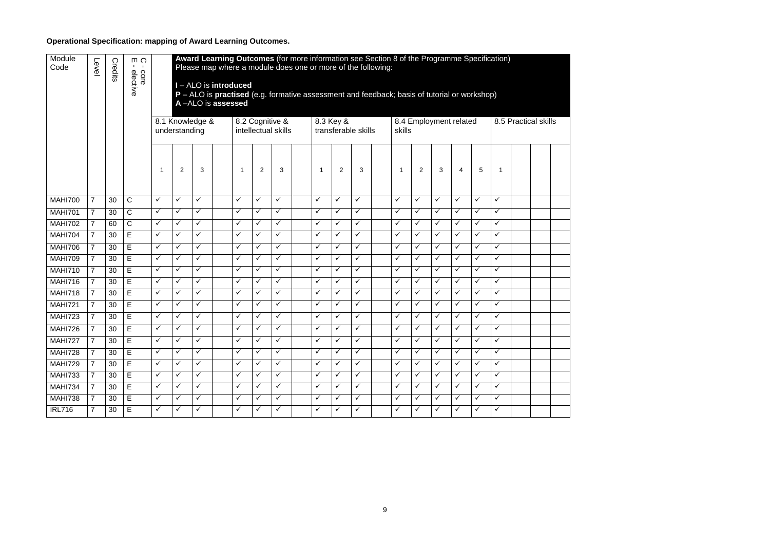**Operational Specification: mapping of Award Learning Outcomes.**

| Module Code | Level | Credits | C - core E - elective | **Award Learning Outcomes** (for more information see Section 8 of the Programme Specification) Please map where a module does one or more of the following: **I** – ALO is **introduced** **P** – ALO is **practised** (e.g. formative assessment and feedback; basis of tutorial or workshop) **A** –ALO is **assessed** | | | | | | | | | | | | | | | | | | | | |
|---|---|---|---|---|---|---|---|---|---|---|---|---|---|---|---|---|---|---|---|---|---|---|---|---|
| | | | | 8.1 Knowledge & understanding | | | | 8.2 Cognitive & intellectual skills | | | | 8.3 Key & transferable skills | | | | 8.4 Employment related skills | | | | | 8.5 Practical skills | | | |
| | | | | 1 | 2 | 3 | | 1 | 2 | 3 | | 1 | 2 | 3 | | 1 | 2 | 3 | 4 | 5 | 1 | | | |
| MAHI700 | 7 | 30 | C | ✓ | ✓ | ✓ | | ✓ | ✓ | ✓ | | ✓ | ✓ | ✓ | | ✓ | ✓ | ✓ | ✓ | ✓ | ✓ | | | |
| MAHI701 | 7 | 30 | C | ✓ | ✓ | ✓ | | ✓ | ✓ | ✓ | | ✓ | ✓ | ✓ | | ✓ | ✓ | ✓ | ✓ | ✓ | ✓ | | | |
| MAHI702 | 7 | 60 | C | ✓ | ✓ | ✓ | | ✓ | ✓ | ✓ | | ✓ | ✓ | ✓ | | ✓ | ✓ | ✓ | ✓ | ✓ | ✓ | | | |
| MAHI704 | 7 | 30 | E | ✓ | ✓ | ✓ | | ✓ | ✓ | ✓ | | ✓ | ✓ | ✓ | | ✓ | ✓ | ✓ | ✓ | ✓ | ✓ | | | |
| MAHI706 | 7 | 30 | E | ✓ | ✓ | ✓ | | ✓ | ✓ | ✓ | | ✓ | ✓ | ✓ | | ✓ | ✓ | ✓ | ✓ | ✓ | ✓ | | | |
| MAHI709 | 7 | 30 | E | ✓ | ✓ | ✓ | | ✓ | ✓ | ✓ | | ✓ | ✓ | ✓ | | ✓ | ✓ | ✓ | ✓ | ✓ | ✓ | | | |
| MAHI710 | 7 | 30 | E | ✓ | ✓ | ✓ | | ✓ | ✓ | ✓ | | ✓ | ✓ | ✓ | | ✓ | ✓ | ✓ | ✓ | ✓ | ✓ | | | |
| MAHI716 | 7 | 30 | E | ✓ | ✓ | ✓ | | ✓ | ✓ | ✓ | | ✓ | ✓ | ✓ | | ✓ | ✓ | ✓ | ✓ | ✓ | ✓ | | | |
| MAHI718 | 7 | 30 | E | ✓ | ✓ | ✓ | | ✓ | ✓ | ✓ | | ✓ | ✓ | ✓ | | ✓ | ✓ | ✓ | ✓ | ✓ | ✓ | | | |
| MAHI721 | 7 | 30 | E | ✓ | ✓ | ✓ | | ✓ | ✓ | ✓ | | ✓ | ✓ | ✓ | | ✓ | ✓ | ✓ | ✓ | ✓ | ✓ | | | |
| MAHI723 | 7 | 30 | E | ✓ | ✓ | ✓ | | ✓ | ✓ | ✓ | | ✓ | ✓ | ✓ | | ✓ | ✓ | ✓ | ✓ | ✓ | ✓ | | | |
| MAHI726 | 7 | 30 | E | ✓ | ✓ | ✓ | | ✓ | ✓ | ✓ | | ✓ | ✓ | ✓ | | ✓ | ✓ | ✓ | ✓ | ✓ | ✓ | | | |
| MAHI727 | 7 | 30 | E | ✓ | ✓ | ✓ | | ✓ | ✓ | ✓ | | ✓ | ✓ | ✓ | | ✓ | ✓ | ✓ | ✓ | ✓ | ✓ | | | |
| MAHI728 | 7 | 30 | E | ✓ | ✓ | ✓ | | ✓ | ✓ | ✓ | | ✓ | ✓ | ✓ | | ✓ | ✓ | ✓ | ✓ | ✓ | ✓ | | | |
| MAHI729 | 7 | 30 | E | ✓ | ✓ | ✓ | | ✓ | ✓ | ✓ | | ✓ | ✓ | ✓ | | ✓ | ✓ | ✓ | ✓ | ✓ | ✓ | | | |
| MAHI733 | 7 | 30 | E | ✓ | ✓ | ✓ | | ✓ | ✓ | ✓ | | ✓ | ✓ | ✓ | | ✓ | ✓ | ✓ | ✓ | ✓ | ✓ | | | |
| MAHI734 | 7 | 30 | E | ✓ | ✓ | ✓ | | ✓ | ✓ | ✓ | | ✓ | ✓ | ✓ | | ✓ | ✓ | ✓ | ✓ | ✓ | ✓ | | | |
| MAHI738 | 7 | 30 | E | ✓ | ✓ | ✓ | | ✓ | ✓ | ✓ | | ✓ | ✓ | ✓ | | ✓ | ✓ | ✓ | ✓ | ✓ | ✓ | | | |
| IRL716 | 7 | 30 | E | ✓ | ✓ | ✓ | | ✓ | ✓ | ✓ | | ✓ | ✓ | ✓ | | ✓ | ✓ | ✓ | ✓ | ✓ | ✓ | | | |